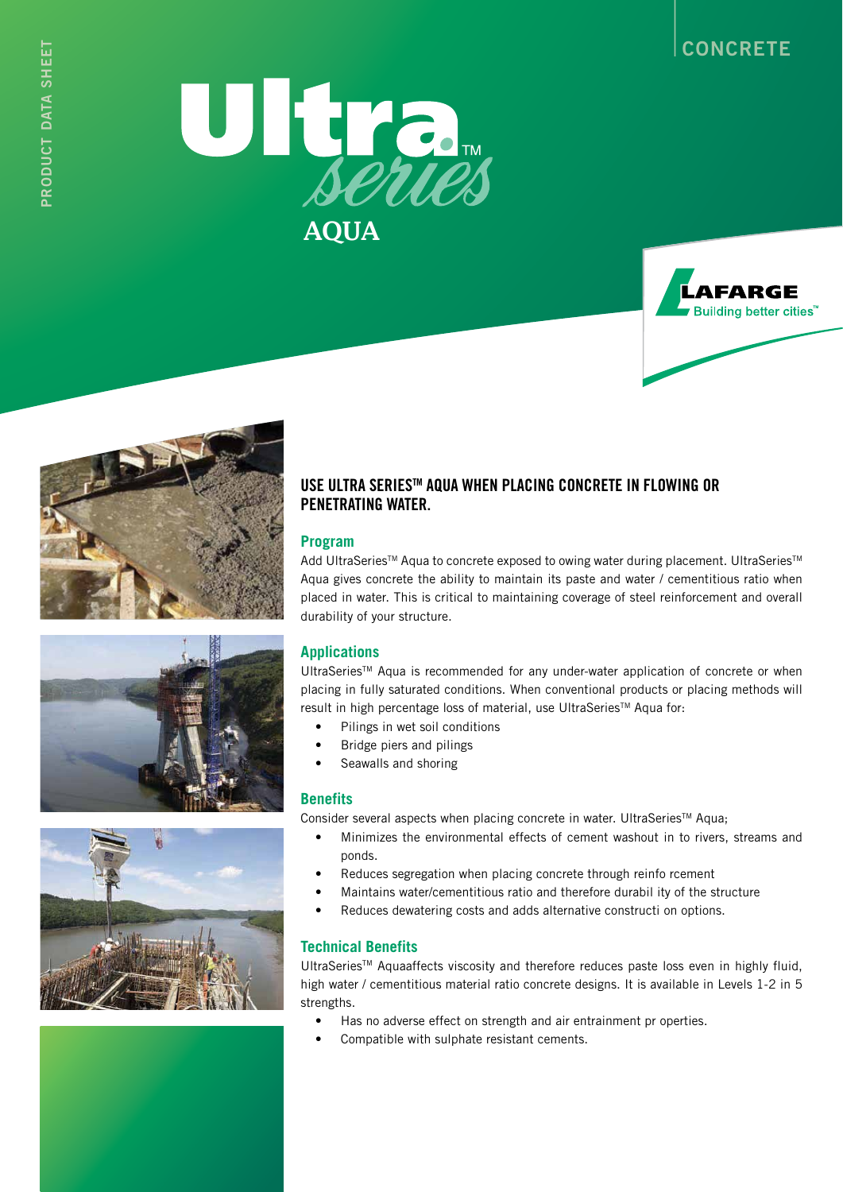PRODUCT DATA SHEET

CONCRETE

# UltraSeries™ AQUA

LAFARGE Building better cities™

## USE ULTRA SERIES™ AQUA WHEN PLACING CONCRETE IN FLOWING OR PENETRATING WATER.

### Program

Add UltraSeries™ Aqua to concrete exposed to owing water during placement. UltraSeries™ Aqua gives concrete the ability to maintain its paste and water / cementitious ratio when placed in water. This is critical to maintaining coverage of steel reinforcement and overall durability of your structure.

### Applications

UltraSeries™ Aqua is recommended for any under-water application of concrete or when placing in fully saturated conditions. When conventional products or placing methods will result in high percentage loss of material, use UltraSeries™ Aqua for:

- Pilings in wet soil conditions
- Bridge piers and pilings
- Seawalls and shoring

### Benefits

Consider several aspects when placing concrete in water. UltraSeries™ Aqua;

- Minimizes the environmental effects of cement washout in to rivers, streams and ponds.
- Reduces segregation when placing concrete through reinfo rcement
- Maintains water/cementitious ratio and therefore durabil ity of the structure
- Reduces dewatering costs and adds alternative constructi on options.

### Technical Benefits

UltraSeries™ Aquaaffects viscosity and therefore reduces paste loss even in highly fluid, high water / cementitious material ratio concrete designs. It is available in Levels 1-2 in 5 strengths.

- Has no adverse effect on strength and air entrainment pr operties.
- Compatible with sulphate resistant cements.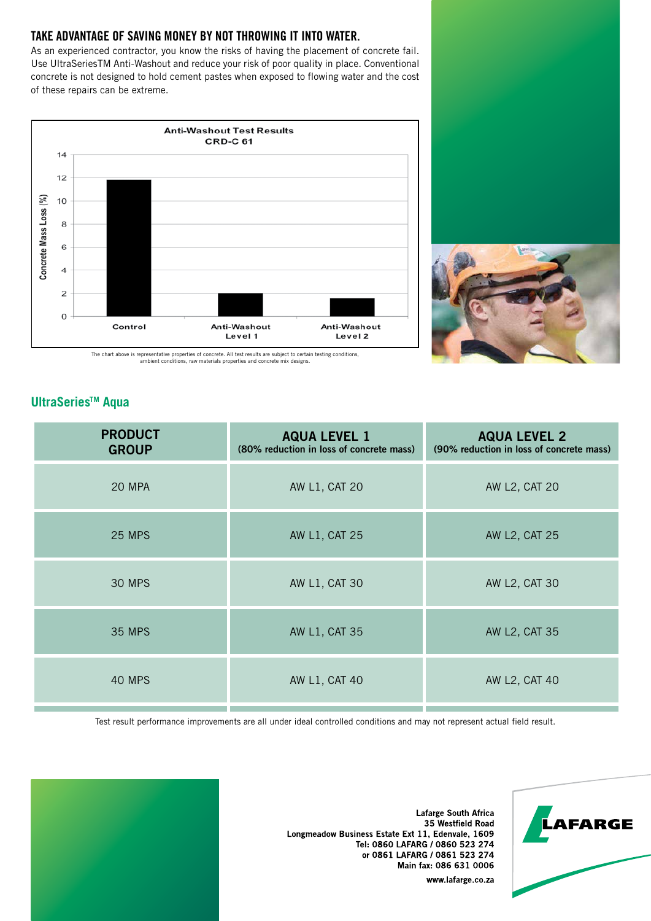## TAKE ADVANTAGE OF SAVING MONEY BY NOT THROWING IT INTO WATER.

As an experienced contractor, you know the risks of having the placement of concrete fail. Use UltraSeriesTM Anti-Washout and reduce your risk of poor quality in place. Conventional concrete is not designed to hold cement pastes when exposed to flowing water and the cost of these repairs can be extreme.

Anti-Washout Test Results
CRD-C 61

Concrete Mass Loss (%)

14
12
10
8
6
4
2
0

Control
Anti-Washout Level 1
Anti-Washout Level 2

The chart above is representative properties of concrete. All test results are subject to certain testing conditions, ambient conditions, raw materials properties and concrete mix designs.

### UltraSeries™ Aqua

| PRODUCT GROUP | AQUA LEVEL 1 (80% reduction in loss of concrete mass) | AQUA LEVEL 2 (90% reduction in loss of concrete mass) |
|---|---|---|
| 20 MPA | AW L1, CAT 20 | AW L2, CAT 20 |
| 25 MPS | AW L1, CAT 25 | AW L2, CAT 25 |
| 30 MPS | AW L1, CAT 30 | AW L2, CAT 30 |
| 35 MPS | AW L1, CAT 35 | AW L2, CAT 35 |
| 40 MPS | AW L1, CAT 40 | AW L2, CAT 40 |

Test result performance improvements are all under ideal controlled conditions and may not represent actual field result.

**Lafarge South Africa**
**35 Westfield Road**
**Longmeadow Business Estate Ext 11, Edenvale, 1609**
**Tel: 0860 LAFARG / 0860 523 274**
**or 0861 LAFARG / 0861 523 274**
**Main fax: 086 631 0006**

**www.lafarge.co.za**

LAFARGE